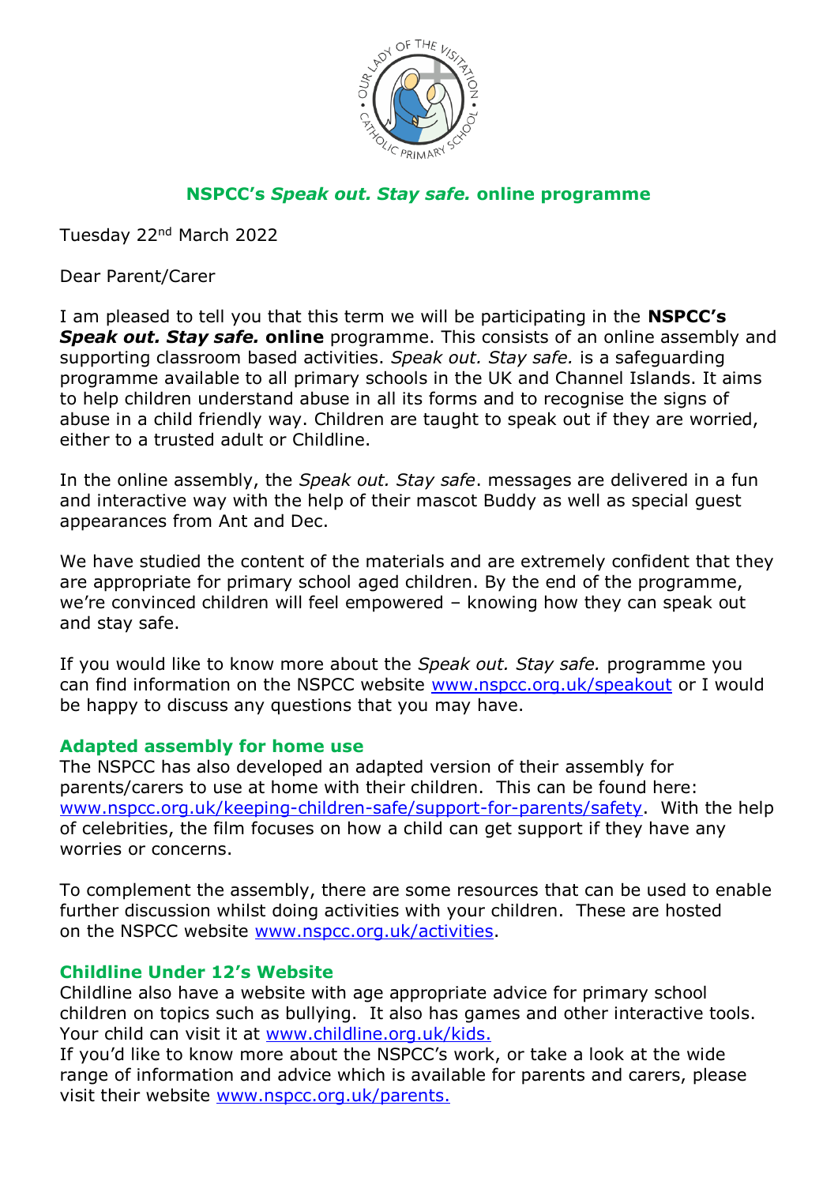## NSPCC's *Speak out. Stay safe.* online programme

Tuesday 22nd March 2022

Dear Parent/Carer

I am pleased to tell you that this term we will be participating in the **NSPCC's *Speak out. Stay safe.* online** programme. This consists of an online assembly and supporting classroom based activities. *Speak out. Stay safe.* is a safeguarding programme available to all primary schools in the UK and Channel Islands. It aims to help children understand abuse in all its forms and to recognise the signs of abuse in a child friendly way. Children are taught to speak out if they are worried, either to a trusted adult or Childline.

In the online assembly, the *Speak out. Stay safe*. messages are delivered in a fun and interactive way with the help of their mascot Buddy as well as special guest appearances from Ant and Dec.

We have studied the content of the materials and are extremely confident that they are appropriate for primary school aged children. By the end of the programme, we're convinced children will feel empowered – knowing how they can speak out and stay safe.

If you would like to know more about the *Speak out. Stay safe.* programme you can find information on the NSPCC website www.nspcc.org.uk/speakout or I would be happy to discuss any questions that you may have.

### Adapted assembly for home use

The NSPCC has also developed an adapted version of their assembly for parents/carers to use at home with their children. This can be found here: www.nspcc.org.uk/keeping-children-safe/support-for-parents/safety. With the help of celebrities, the film focuses on how a child can get support if they have any worries or concerns.

To complement the assembly, there are some resources that can be used to enable further discussion whilst doing activities with your children. These are hosted on the NSPCC website www.nspcc.org.uk/activities.

### Childline Under 12's Website

Childline also have a website with age appropriate advice for primary school children on topics such as bullying. It also has games and other interactive tools. Your child can visit it at www.childline.org.uk/kids.

If you'd like to know more about the NSPCC's work, or take a look at the wide range of information and advice which is available for parents and carers, please visit their website www.nspcc.org.uk/parents.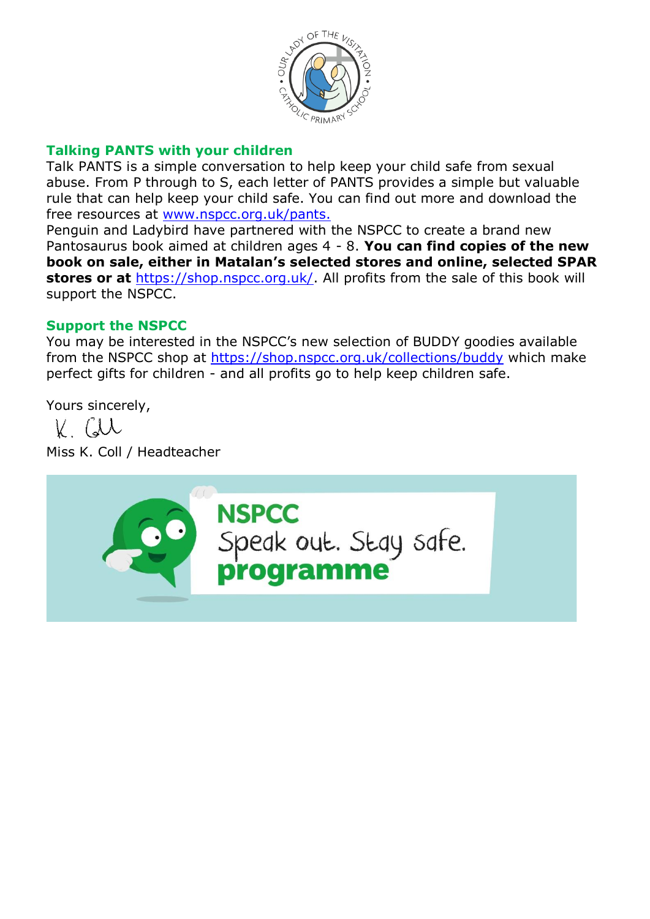## Talking PANTS with your children

Talk PANTS is a simple conversation to help keep your child safe from sexual abuse. From P through to S, each letter of PANTS provides a simple but valuable rule that can help keep your child safe. You can find out more and download the free resources at www.nspcc.org.uk/pants.

Penguin and Ladybird have partnered with the NSPCC to create a brand new Pantosaurus book aimed at children ages 4 - 8. **You can find copies of the new book on sale, either in Matalan's selected stores and online, selected SPAR stores or at** https://shop.nspcc.org.uk/. All profits from the sale of this book will support the NSPCC.

## Support the NSPCC

You may be interested in the NSPCC's new selection of BUDDY goodies available from the NSPCC shop at https://shop.nspcc.org.uk/collections/buddy which make perfect gifts for children - and all profits go to help keep children safe.

Yours sincerely,

K. Coll

Miss K. Coll / Headteacher

NSPCC
Speak out. Stay safe.
programme